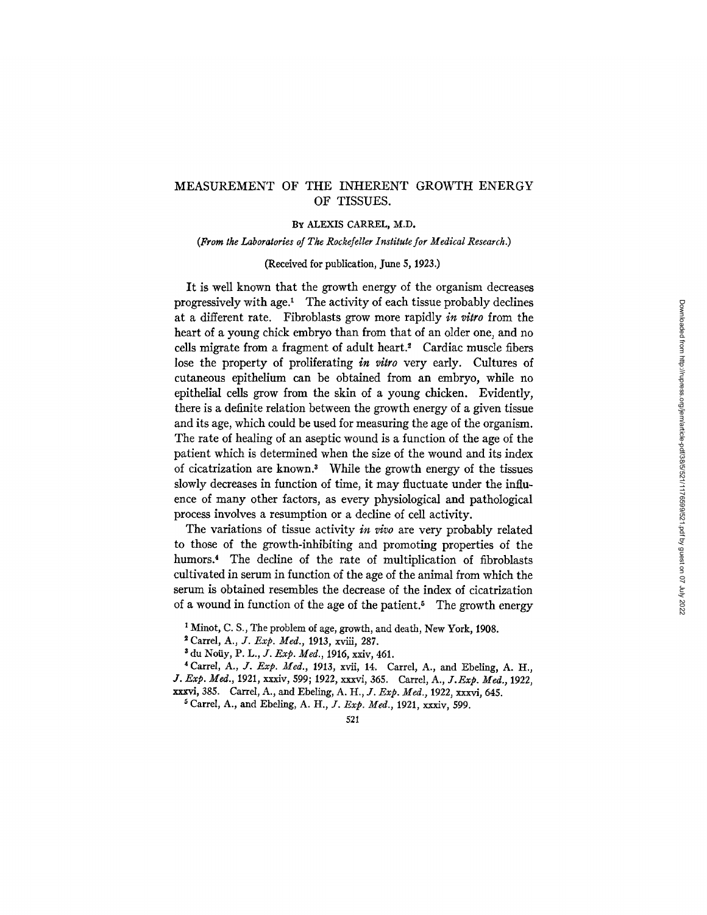# MEASUREMENT OF THE INHERENT GROWTH ENERGY OF TISSUES.

By ALEXIS CARREL, M.D.

*(From the Laboratories of The Rockefeller Institute for Medical Research.)*

(Received for publication, June 5, 1923.)

It is well known that the growth energy of the organism decreases progressively with age.[1] The activity of each tissue probably declines at a different rate. Fibroblasts grow more rapidly *in vitro* from the heart of a young chick embryo than from that of an older one, and no cells migrate from a fragment of adult heart.[2] Cardiac muscle fibers lose the property of proliferating *in vitro* very early. Cultures of cutaneous epithelium can be obtained from an embryo, while no epithelial cells grow from the skin of a young chicken. Evidently, there is a definite relation between the growth energy of a given tissue and its age, which could be used for measuring the age of the organism. The rate of healing of an aseptic wound is a function of the age of the patient which is determined when the size of the wound and its index of cicatrization are known.[3] While the growth energy of the tissues slowly decreases in function of time, it may fluctuate under the influence of many other factors, as every physiological and pathological process involves a resumption or a decline of cell activity.

The variations of tissue activity *in vivo* are very probably related to those of the growth-inhibiting and promoting properties of the humors.[4] The decline of the rate of multiplication of fibroblasts cultivated in serum in function of the age of the animal from which the serum is obtained resembles the decrease of the index of cicatrization of a wound in function of the age of the patient.[5] The growth energy

[1] Minot, C. S., The problem of age, growth, and death, New York, 1908.

[2] Carrel, A., *J. Exp. Med.*, 1913, xviii, 287.

[3] du Noüy, P. L., *J. Exp. Med.*, 1916, xxiv, 461.

[4] Carrel, A., *J. Exp. Med.*, 1913, xvii, 14. Carrel, A., and Ebeling, A. H., *J. Exp. Med.*, 1921, xxxiv, 599; 1922, xxxvi, 365. Carrel, A., *J. Exp. Med.*, 1922, xxxvi, 385. Carrel, A., and Ebeling, A. H., *J. Exp. Med.*, 1922, xxxvi, 645.

[5] Carrel, A., and Ebeling, A. H., *J. Exp. Med.*, 1921, xxxiv, 599.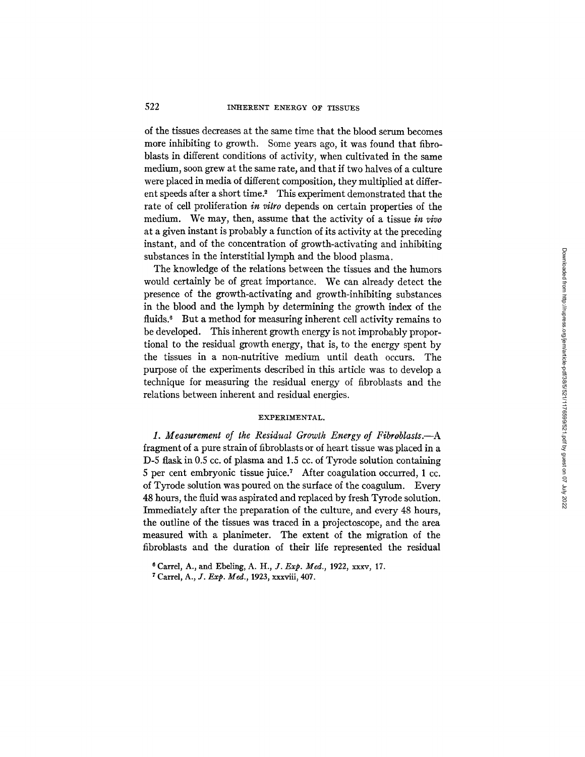of the tissues decreases at the same time that the blood serum becomes more inhibiting to growth. Some years ago, it was found that fibroblasts in different conditions of activity, when cultivated in the same medium, soon grew at the same rate, and that if two halves of a culture were placed in media of different composition, they multiplied at different speeds after a short time.[2] This experiment demonstrated that the rate of cell proliferation *in vitro* depends on certain properties of the medium. We may, then, assume that the activity of a tissue *in vivo* at a given instant is probably a function of its activity at the preceding instant, and of the concentration of growth-activating and inhibiting substances in the interstitial lymph and the blood plasma.

The knowledge of the relations between the tissues and the humors would certainly be of great importance. We can already detect the presence of the growth-activating and growth-inhibiting substances in the blood and the lymph by determining the growth index of the fluids.[6] But a method for measuring inherent cell activity remains to be developed. This inherent growth energy is not improbably proportional to the residual growth energy, that is, to the energy spent by the tissues in a non-nutritive medium until death occurs. The purpose of the experiments described in this article was to develop a technique for measuring the residual energy of fibroblasts and the relations between inherent and residual energies.

## EXPERIMENTAL.

*1. Measurement of the Residual Growth Energy of Fibroblasts.*—A fragment of a pure strain of fibroblasts or of heart tissue was placed in a D-5 flask in 0.5 cc. of plasma and 1.5 cc. of Tyrode solution containing 5 per cent embryonic tissue juice.[7] After coagulation occurred, 1 cc. of Tyrode solution was poured on the surface of the coagulum. Every 48 hours, the fluid was aspirated and replaced by fresh Tyrode solution. Immediately after the preparation of the culture, and every 48 hours, the outline of the tissues was traced in a projectoscope, and the area measured with a planimeter. The extent of the migration of the fibroblasts and the duration of their life represented the residual

[6] Carrel, A., and Ebeling, A. H., *J. Exp. Med.*, 1922, xxxv, 17.

[7] Carrel, A., *J. Exp. Med.*, 1923, xxxviii, 407.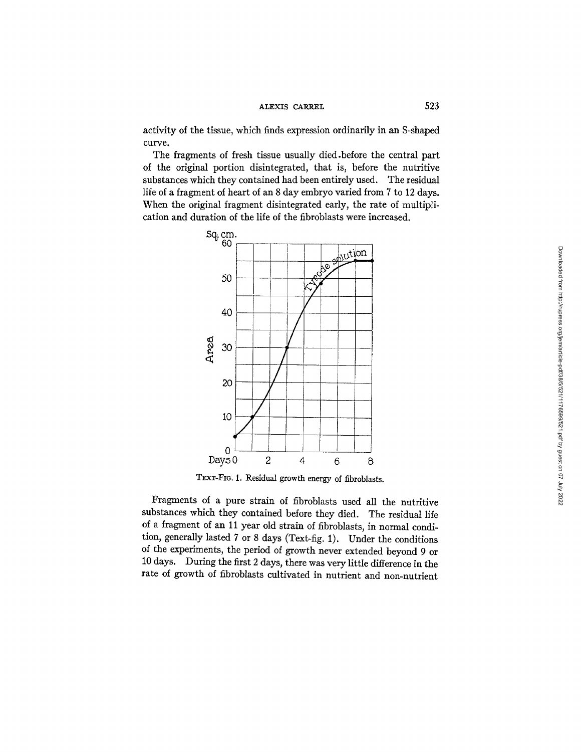activity of the tissue, which finds expression ordinarily in an S-shaped curve.

The fragments of fresh tissue usually died before the central part of the original portion disintegrated, that is, before the nutritive substances which they contained had been entirely used. The residual life of a fragment of heart of an 8 day embryo varied from 7 to 12 days. When the original fragment disintegrated early, the rate of multiplication and duration of the life of the fibroblasts were increased.

TEXT-FIG. 1. Residual growth energy of fibroblasts.

Fragments of a pure strain of fibroblasts used all the nutritive substances which they contained before they died. The residual life of a fragment of an 11 year old strain of fibroblasts, in normal condition, generally lasted 7 or 8 days (Text-fig. 1). Under the conditions of the experiments, the period of growth never extended beyond 9 or 10 days. During the first 2 days, there was very little difference in the rate of growth of fibroblasts cultivated in nutrient and non-nutrient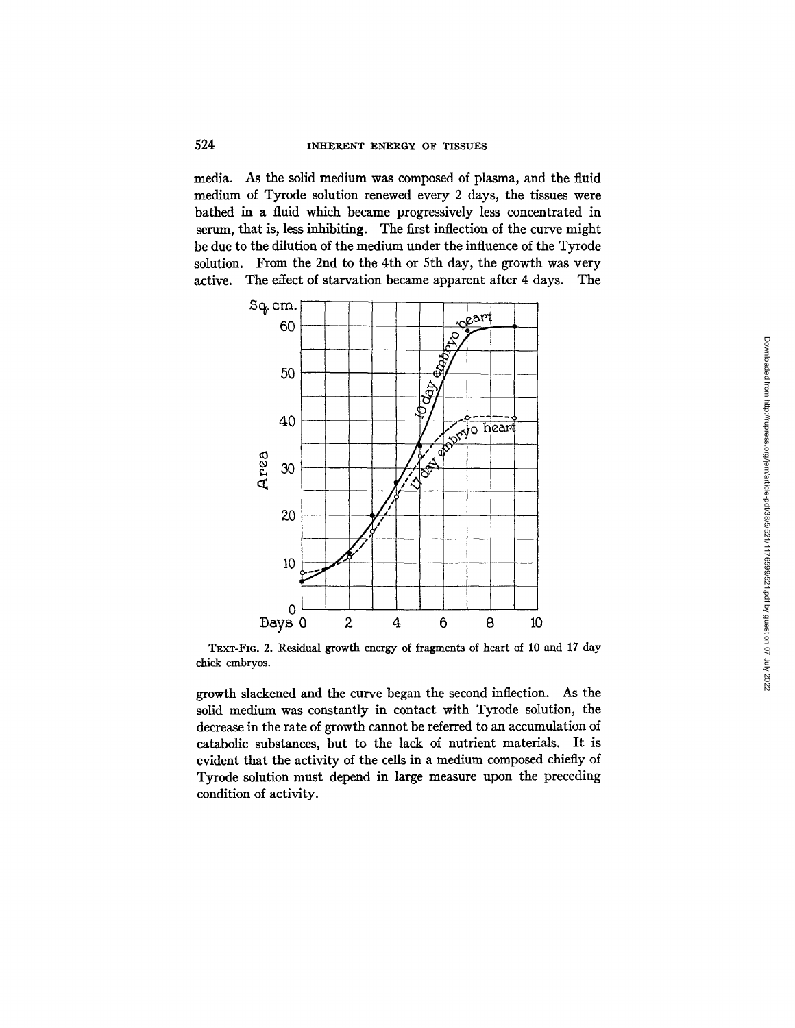media. As the solid medium was composed of plasma, and the fluid medium of Tyrode solution renewed every 2 days, the tissues were bathed in a fluid which became progressively less concentrated in serum, that is, less inhibiting. The first inflection of the curve might be due to the dilution of the medium under the influence of the Tyrode solution. From the 2nd to the 4th or 5th day, the growth was very active. The effect of starvation became apparent after 4 days. The

TEXT-FIG. 2. Residual growth energy of fragments of heart of 10 and 17 day chick embryos.

growth slackened and the curve began the second inflection. As the solid medium was constantly in contact with Tyrode solution, the decrease in the rate of growth cannot be referred to an accumulation of catabolic substances, but to the lack of nutrient materials. It is evident that the activity of the cells in a medium composed chiefly of Tyrode solution must depend in large measure upon the preceding condition of activity.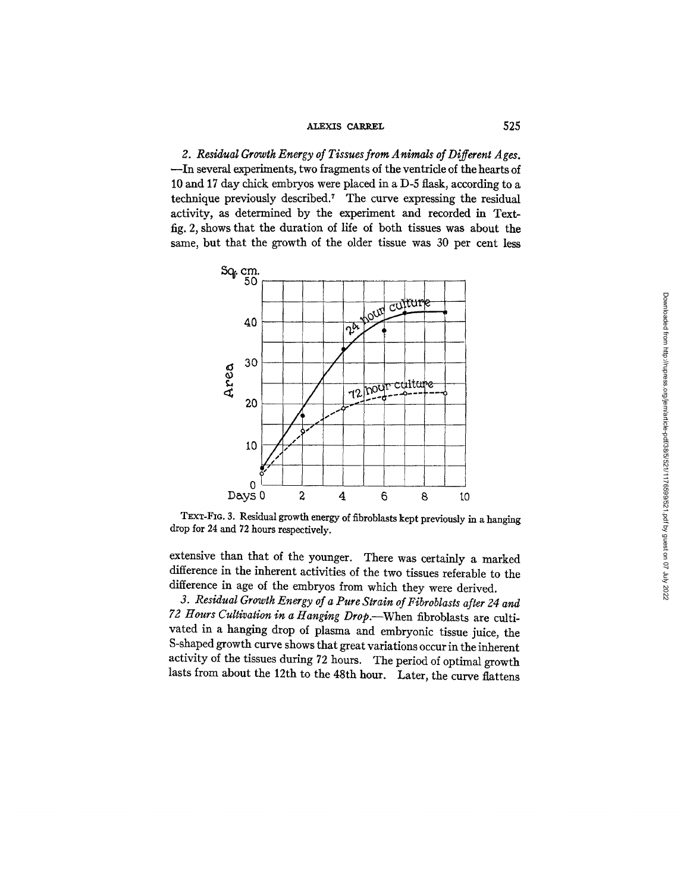*2. Residual Growth Energy of Tissues from Animals of Different Ages.*—In several experiments, two fragments of the ventricle of the hearts of 10 and 17 day chick embryos were placed in a D-5 flask, according to a technique previously described.[7] The curve expressing the residual activity, as determined by the experiment and recorded in Text-fig. 2, shows that the duration of life of both tissues was about the same, but that the growth of the older tissue was 30 per cent less extensive than that of the younger. There was certainly a marked difference in the inherent activities of the two tissues referable to the difference in age of the embryos from which they were derived.

TEXT-FIG. 3. Residual growth energy of fibroblasts kept previously in a hanging drop for 24 and 72 hours respectively.

*3. Residual Growth Energy of a Pure Strain of Fibroblasts after 24 and 72 Hours Cultivation in a Hanging Drop.*—When fibroblasts are cultivated in a hanging drop of plasma and embryonic tissue juice, the S-shaped growth curve shows that great variations occur in the inherent activity of the tissues during 72 hours. The period of optimal growth lasts from about the 12th to the 48th hour. Later, the curve flattens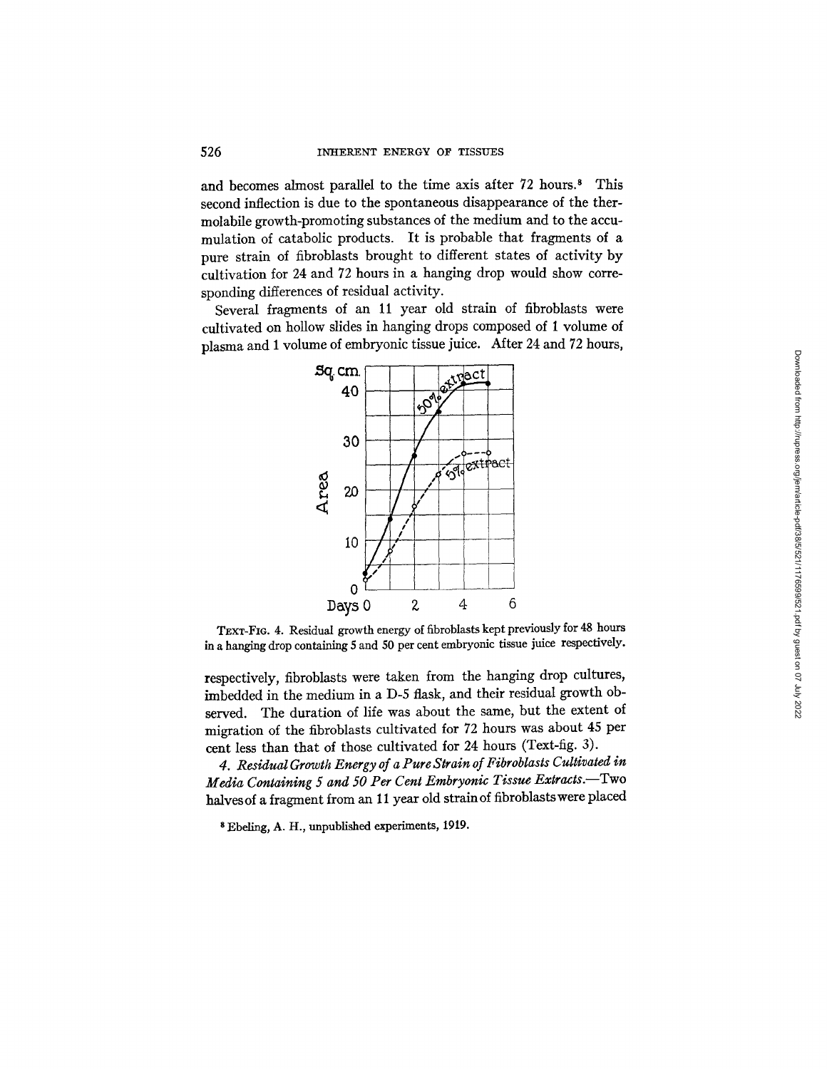and becomes almost parallel to the time axis after 72 hours.[8] This second inflection is due to the spontaneous disappearance of the thermolabile growth-promoting substances of the medium and to the accumulation of catabolic products. It is probable that fragments of a pure strain of fibroblasts brought to different states of activity by cultivation for 24 and 72 hours in a hanging drop would show corresponding differences of residual activity.

Several fragments of an 11 year old strain of fibroblasts were cultivated on hollow slides in hanging drops composed of 1 volume of plasma and 1 volume of embryonic tissue juice. After 24 and 72 hours,

TEXT-FIG. 4. Residual growth energy of fibroblasts kept previously for 48 hours in a hanging drop containing 5 and 50 per cent embryonic tissue juice respectively.

respectively, fibroblasts were taken from the hanging drop cultures, imbedded in the medium in a D-5 flask, and their residual growth observed. The duration of life was about the same, but the extent of migration of the fibroblasts cultivated for 72 hours was about 45 per cent less than that of those cultivated for 24 hours (Text-fig. 3).

### 4. *Residual Growth Energy of a Pure Strain of Fibroblasts Cultivated in Media Containing 5 and 50 Per Cent Embryonic Tissue Extracts.*

—Two halves of a fragment from an 11 year old strain of fibroblasts were placed

[8] Ebeling, A. H., unpublished experiments, 1919.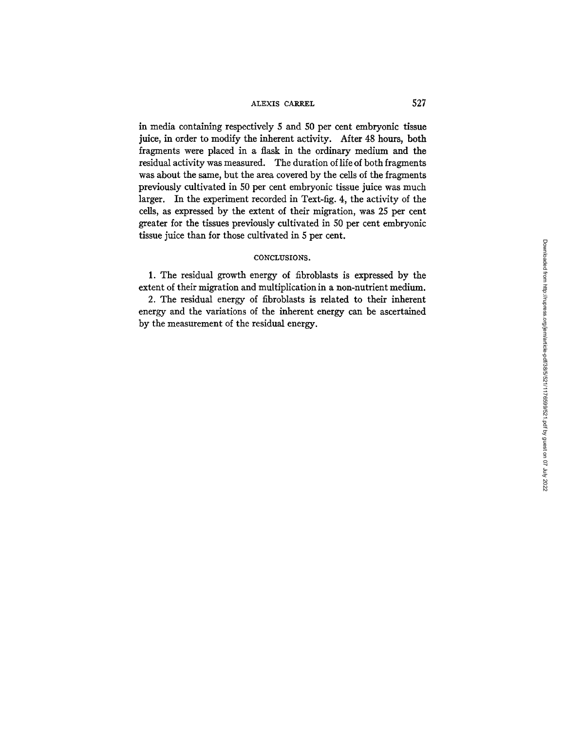in media containing respectively 5 and 50 per cent embryonic tissue juice, in order to modify the inherent activity. After 48 hours, both fragments were placed in a flask in the ordinary medium and the residual activity was measured. The duration of life of both fragments was about the same, but the area covered by the cells of the fragments previously cultivated in 50 per cent embryonic tissue juice was much larger. In the experiment recorded in Text-fig. 4, the activity of the cells, as expressed by the extent of their migration, was 25 per cent greater for the tissues previously cultivated in 50 per cent embryonic tissue juice than for those cultivated in 5 per cent.

## CONCLUSIONS.

1. The residual growth energy of fibroblasts is expressed by the extent of their migration and multiplication in a non-nutrient medium.

2. The residual energy of fibroblasts is related to their inherent energy and the variations of the inherent energy can be ascertained by the measurement of the residual energy.